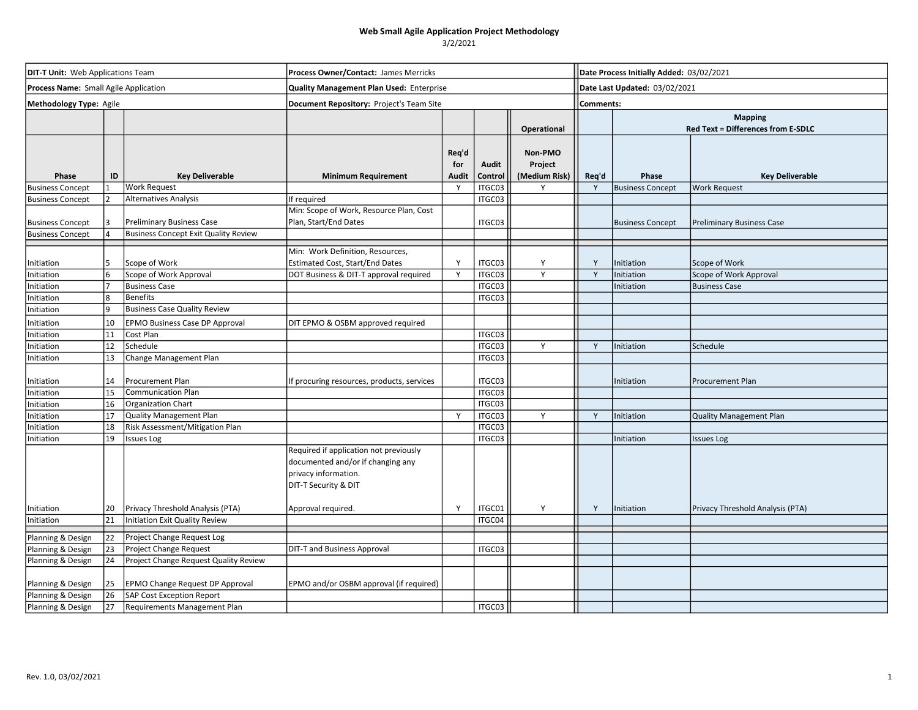# Web Small Agile Application Project Methodology

3/2/2021

| **DIT-T Unit:** Web Applications Team | **Process Owner/Contact:** James Merricks | **Date Process Initially Added:** 03/02/2021 |
|---|---|---|
| **Process Name:** Small Agile Application | **Quality Management Plan Used:** Enterprise | **Date Last Updated:** 03/02/2021 |
| **Methodology Type:** Agile | **Document Repository:** Project's Team Site | **Comments:** |

| | | | | | | Operational | Mapping Red Text = Differences from E-SDLC | | |
|---|---|---|---|---|---|---|---|---|---|
| **Phase** | **ID** | **Key Deliverable** | **Minimum Requirement** | **Req'd for Audit** | **Audit Control** | **Non-PMO Project (Medium Risk)** | **Req'd** | **Phase** | **Key Deliverable** |
| Business Concept | 1 | Work Request | | Y | ITGC03 | Y | Y | Business Concept | Work Request |
| Business Concept | 2 | Alternatives Analysis | If required | | ITGC03 | | | | |
| Business Concept | 3 | Preliminary Business Case | Min: Scope of Work, Resource Plan, Cost Plan, Start/End Dates | | ITGC03 | | | Business Concept | Preliminary Business Case |
| Business Concept | 4 | Business Concept Exit Quality Review | | | | | | | |
| Initiation | 5 | Scope of Work | Min: Work Definition, Resources, Estimated Cost, Start/End Dates | Y | ITGC03 | Y | Y | Initiation | Scope of Work |
| Initiation | 6 | Scope of Work Approval | DOT Business & DIT-T approval required | Y | ITGC03 | Y | Y | Initiation | Scope of Work Approval |
| Initiation | 7 | Business Case | | | ITGC03 | | | Initiation | Business Case |
| Initiation | 8 | Benefits | | | ITGC03 | | | | |
| Initiation | 9 | Business Case Quality Review | | | | | | | |
| Initiation | 10 | EPMO Business Case DP Approval | DIT EPMO & OSBM approved required | | | | | | |
| Initiation | 11 | Cost Plan | | | ITGC03 | | | | |
| Initiation | 12 | Schedule | | | ITGC03 | Y | Y | Initiation | Schedule |
| Initiation | 13 | Change Management Plan | | | ITGC03 | | | | |
| Initiation | 14 | Procurement Plan | If procuring resources, products, services | | ITGC03 | | | Initiation | Procurement Plan |
| Initiation | 15 | Communication Plan | | | ITGC03 | | | | |
| Initiation | 16 | Organization Chart | | | ITGC03 | | | | |
| Initiation | 17 | Quality Management Plan | | Y | ITGC03 | Y | Y | Initiation | Quality Management Plan |
| Initiation | 18 | Risk Assessment/Mitigation Plan | | | ITGC03 | | | | |
| Initiation | 19 | Issues Log | | | ITGC03 | | | Initiation | Issues Log |
| Initiation | 20 | Privacy Threshold Analysis (PTA) | Required if application not previously documented and/or if changing any privacy information. DIT-T Security & DIT Approval required. | Y | ITGC01 | Y | Y | Initiation | Privacy Threshold Analysis (PTA) |
| Initiation | 21 | Initiation Exit Quality Review | | | ITGC04 | | | | |
| Planning & Design | 22 | Project Change Request Log | | | | | | | |
| Planning & Design | 23 | Project Change Request | DIT-T and Business Approval | | ITGC03 | | | | |
| Planning & Design | 24 | Project Change Request Quality Review | | | | | | | |
| Planning & Design | 25 | EPMO Change Request DP Approval | EPMO and/or OSBM approval (if required) | | | | | | |
| Planning & Design | 26 | SAP Cost Exception Report | | | | | | | |
| Planning & Design | 27 | Requirements Management Plan | | | ITGC03 | | | | |

Rev. 1.0, 03/02/2021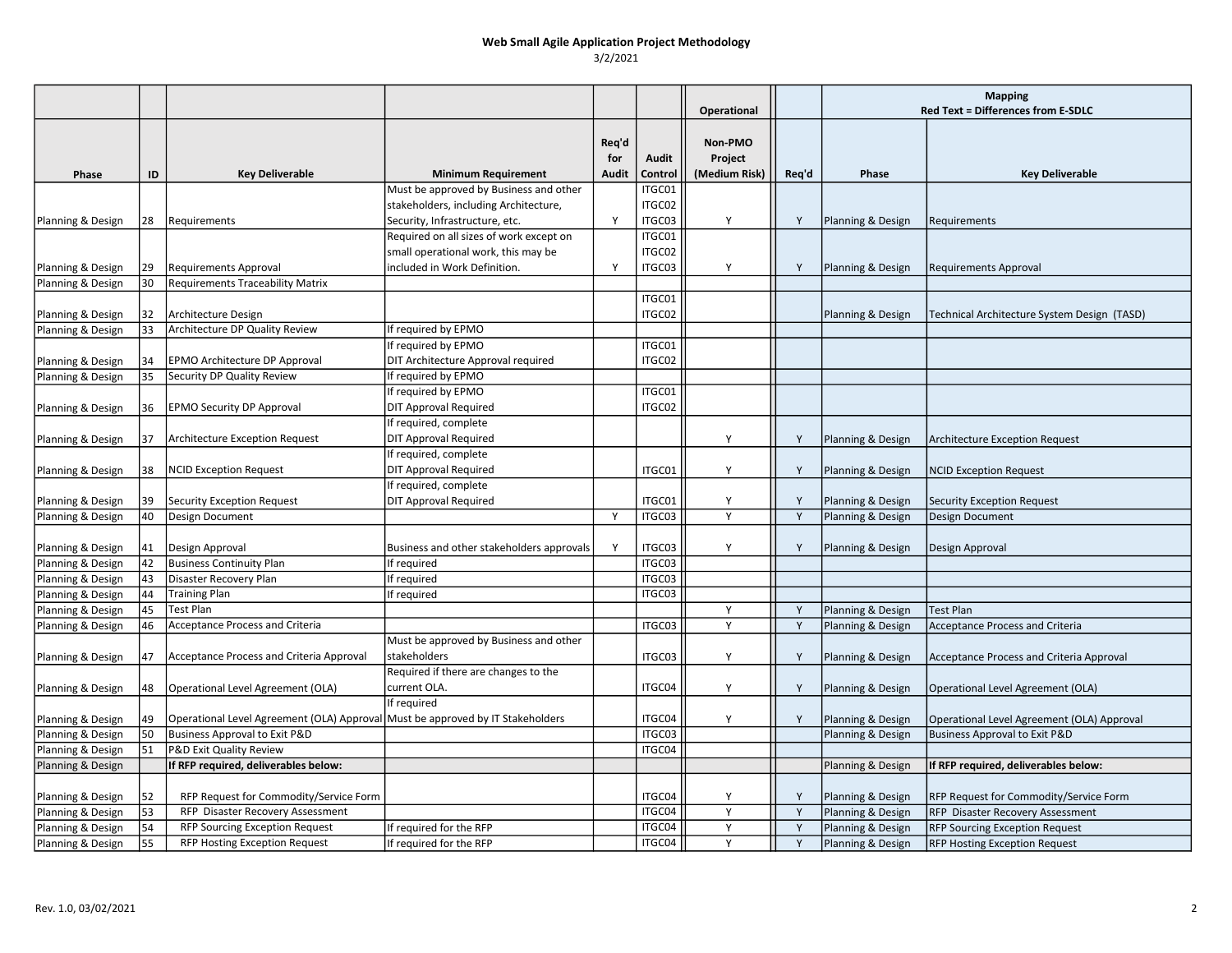# Web Small Agile Application Project Methodology

3/2/2021

| | | | | | | Operational | | Mapping Red Text = Differences from E-SDLC | |
|---|---|---|---|---|---|---|---|---|---|
| **Phase** | **ID** | **Key Deliverable** | **Minimum Requirement** | **Req'd for Audit** | **Audit Control** | **Non-PMO Project (Medium Risk)** | **Req'd** | **Phase** | **Key Deliverable** |
| Planning & Design | 28 | Requirements | Must be approved by Business and other stakeholders, including Architecture, Security, Infrastructure, etc. | Y | ITGC01 ITGC02 ITGC03 | Y | Y | Planning & Design | Requirements |
| Planning & Design | 29 | Requirements Approval | Required on all sizes of work except on small operational work, this may be included in Work Definition. | Y | ITGC01 ITGC02 ITGC03 | Y | Y | Planning & Design | Requirements Approval |
| Planning & Design | 30 | Requirements Traceability Matrix | | | | | | | |
| Planning & Design | 32 | Architecture Design | | | ITGC01 ITGC02 | | | Planning & Design | Technical Architecture System Design (TASD) |
| Planning & Design | 33 | Architecture DP Quality Review | If required by EPMO | | | | | | |
| Planning & Design | 34 | EPMO Architecture DP Approval | If required by EPMO DIT Architecture Approval required | | ITGC01 ITGC02 | | | | |
| Planning & Design | 35 | Security DP Quality Review | If required by EPMO | | | | | | |
| Planning & Design | 36 | EPMO Security DP Approval | If required by EPMO DIT Approval Required | | ITGC01 ITGC02 | | | | |
| Planning & Design | 37 | Architecture Exception Request | If required, complete DIT Approval Required | | | Y | Y | Planning & Design | Architecture Exception Request |
| Planning & Design | 38 | NCID Exception Request | If required, complete DIT Approval Required | | ITGC01 | Y | Y | Planning & Design | NCID Exception Request |
| Planning & Design | 39 | Security Exception Request | If required, complete DIT Approval Required | | ITGC01 | Y | Y | Planning & Design | Security Exception Request |
| Planning & Design | 40 | Design Document | | Y | ITGC03 | Y | Y | Planning & Design | Design Document |
| Planning & Design | 41 | Design Approval | Business and other stakeholders approvals | Y | ITGC03 | Y | Y | Planning & Design | Design Approval |
| Planning & Design | 42 | Business Continuity Plan | If required | | ITGC03 | | | | |
| Planning & Design | 43 | Disaster Recovery Plan | If required | | ITGC03 | | | | |
| Planning & Design | 44 | Training Plan | If required | | ITGC03 | | | | |
| Planning & Design | 45 | Test Plan | | | | Y | Y | Planning & Design | Test Plan |
| Planning & Design | 46 | Acceptance Process and Criteria | | | ITGC03 | Y | Y | Planning & Design | Acceptance Process and Criteria |
| Planning & Design | 47 | Acceptance Process and Criteria Approval | Must be approved by Business and other stakeholders | | ITGC03 | Y | Y | Planning & Design | Acceptance Process and Criteria Approval |
| Planning & Design | 48 | Operational Level Agreement (OLA) | Required if there are changes to the current OLA. | | ITGC04 | Y | Y | Planning & Design | Operational Level Agreement (OLA) |
| Planning & Design | 49 | Operational Level Agreement (OLA) Approval | If required Must be approved by IT Stakeholders | | ITGC04 | Y | Y | Planning & Design | Operational Level Agreement (OLA) Approval |
| Planning & Design | 50 | Business Approval to Exit P&D | | | ITGC03 | | | Planning & Design | Business Approval to Exit P&D |
| Planning & Design | 51 | P&D Exit Quality Review | | | ITGC04 | | | | |
| Planning & Design | | **If RFP required, deliverables below:** | | | | | | Planning & Design | **If RFP required, deliverables below:** |
| Planning & Design | 52 | RFP Request for Commodity/Service Form | | | ITGC04 | Y | Y | Planning & Design | RFP Request for Commodity/Service Form |
| Planning & Design | 53 | RFP Disaster Recovery Assessment | | | ITGC04 | Y | Y | Planning & Design | RFP Disaster Recovery Assessment |
| Planning & Design | 54 | RFP Sourcing Exception Request | If required for the RFP | | ITGC04 | Y | Y | Planning & Design | RFP Sourcing Exception Request |
| Planning & Design | 55 | RFP Hosting Exception Request | If required for the RFP | | ITGC04 | Y | Y | Planning & Design | RFP Hosting Exception Request |

Rev. 1.0, 03/02/2021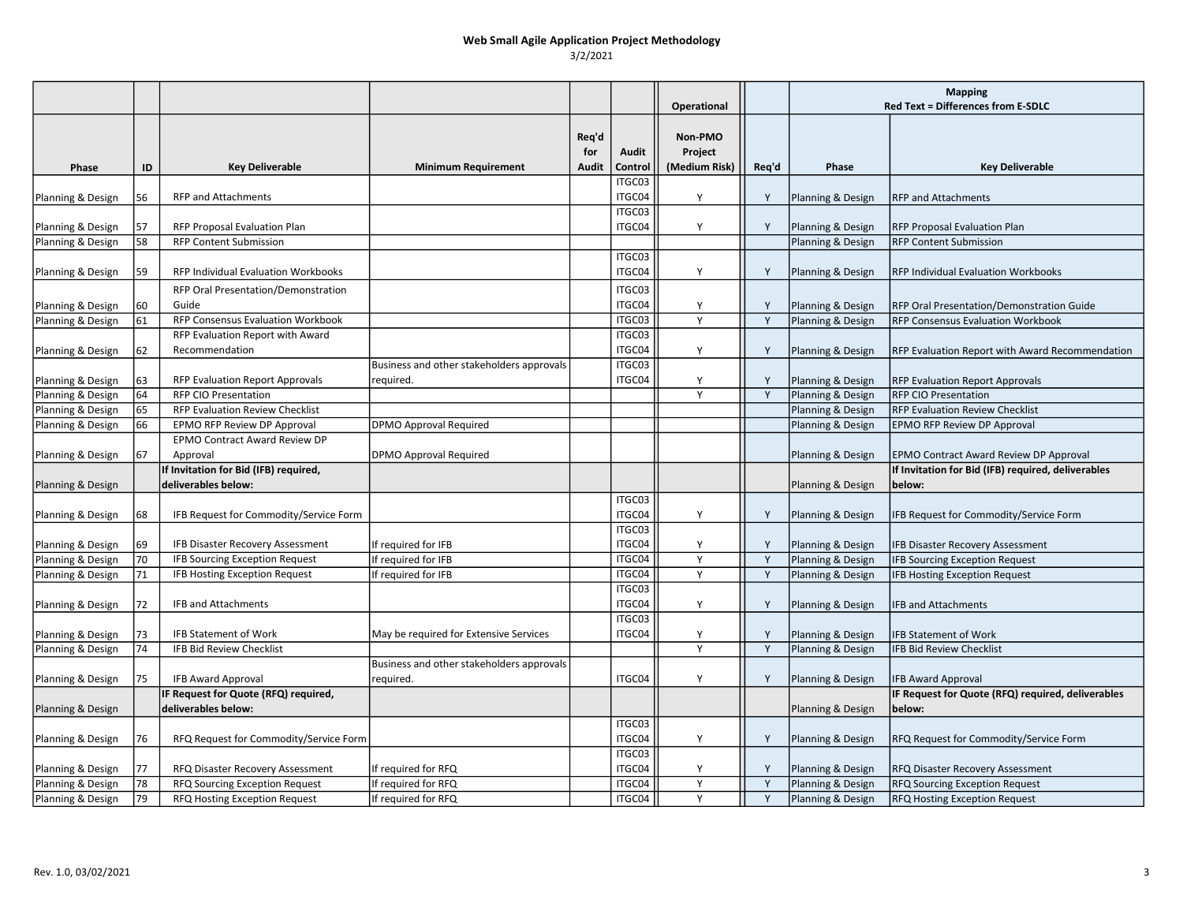**Web Small Agile Application Project Methodology**

3/2/2021

| | | | | | | Operational | | Mapping Red Text = Differences from E-SDLC | |
|---|---|---|---|---|---|---|---|---|---|
| Phase | ID | Key Deliverable | Minimum Requirement | Req'd for Audit | Audit Control | Non-PMO Project (Medium Risk) | Req'd | Phase | Key Deliverable |
| Planning & Design | 56 | RFP and Attachments | | | ITGC03 ITGC04 | Y | Y | Planning & Design | RFP and Attachments |
| Planning & Design | 57 | RFP Proposal Evaluation Plan | | | ITGC03 ITGC04 | Y | Y | Planning & Design | RFP Proposal Evaluation Plan |
| Planning & Design | 58 | RFP Content Submission | | | | | | Planning & Design | RFP Content Submission |
| Planning & Design | 59 | RFP Individual Evaluation Workbooks | | | ITGC03 ITGC04 | Y | Y | Planning & Design | RFP Individual Evaluation Workbooks |
| Planning & Design | 60 | RFP Oral Presentation/Demonstration Guide | | | ITGC03 ITGC04 | Y | Y | Planning & Design | RFP Oral Presentation/Demonstration Guide |
| Planning & Design | 61 | RFP Consensus Evaluation Workbook | | | ITGC03 | Y | Y | Planning & Design | RFP Consensus Evaluation Workbook |
| Planning & Design | 62 | RFP Evaluation Report with Award Recommendation | | | ITGC03 ITGC04 | Y | Y | Planning & Design | RFP Evaluation Report with Award Recommendation |
| Planning & Design | 63 | RFP Evaluation Report Approvals | Business and other stakeholders approvals required. | | ITGC03 ITGC04 | Y | Y | Planning & Design | RFP Evaluation Report Approvals |
| Planning & Design | 64 | RFP CIO Presentation | | | | Y | Y | Planning & Design | RFP CIO Presentation |
| Planning & Design | 65 | RFP Evaluation Review Checklist | | | | | | Planning & Design | RFP Evaluation Review Checklist |
| Planning & Design | 66 | EPMO RFP Review DP Approval | DPMO Approval Required | | | | | Planning & Design | EPMO RFP Review DP Approval |
| Planning & Design | 67 | EPMO Contract Award Review DP Approval | DPMO Approval Required | | | | | Planning & Design | EPMO Contract Award Review DP Approval |
| Planning & Design | | **If Invitation for Bid (IFB) required, deliverables below:** | | | | | | Planning & Design | **If Invitation for Bid (IFB) required, deliverables below:** |
| Planning & Design | 68 | IFB Request for Commodity/Service Form | | | ITGC03 ITGC04 | Y | Y | Planning & Design | IFB Request for Commodity/Service Form |
| Planning & Design | 69 | IFB Disaster Recovery Assessment | If required for IFB | | ITGC03 ITGC04 | Y | Y | Planning & Design | IFB Disaster Recovery Assessment |
| Planning & Design | 70 | IFB Sourcing Exception Request | If required for IFB | | ITGC04 | Y | Y | Planning & Design | IFB Sourcing Exception Request |
| Planning & Design | 71 | IFB Hosting Exception Request | If required for IFB | | ITGC04 | Y | Y | Planning & Design | IFB Hosting Exception Request |
| Planning & Design | 72 | IFB and Attachments | | | ITGC03 ITGC04 | Y | Y | Planning & Design | IFB and Attachments |
| Planning & Design | 73 | IFB Statement of Work | May be required for Extensive Services | | ITGC03 ITGC04 | Y | Y | Planning & Design | IFB Statement of Work |
| Planning & Design | 74 | IFB Bid Review Checklist | | | | Y | Y | Planning & Design | IFB Bid Review Checklist |
| Planning & Design | 75 | IFB Award Approval | Business and other stakeholders approvals required. | | ITGC04 | Y | Y | Planning & Design | IFB Award Approval |
| Planning & Design | | **IF Request for Quote (RFQ) required, deliverables below:** | | | | | | Planning & Design | **IF Request for Quote (RFQ) required, deliverables below:** |
| Planning & Design | 76 | RFQ Request for Commodity/Service Form | | | ITGC03 ITGC04 | Y | Y | Planning & Design | RFQ Request for Commodity/Service Form |
| Planning & Design | 77 | RFQ Disaster Recovery Assessment | If required for RFQ | | ITGC03 ITGC04 | Y | Y | Planning & Design | RFQ Disaster Recovery Assessment |
| Planning & Design | 78 | RFQ Sourcing Exception Request | If required for RFQ | | ITGC04 | Y | Y | Planning & Design | RFQ Sourcing Exception Request |
| Planning & Design | 79 | RFQ Hosting Exception Request | If required for RFQ | | ITGC04 | Y | Y | Planning & Design | RFQ Hosting Exception Request |

Rev. 1.0, 03/02/2021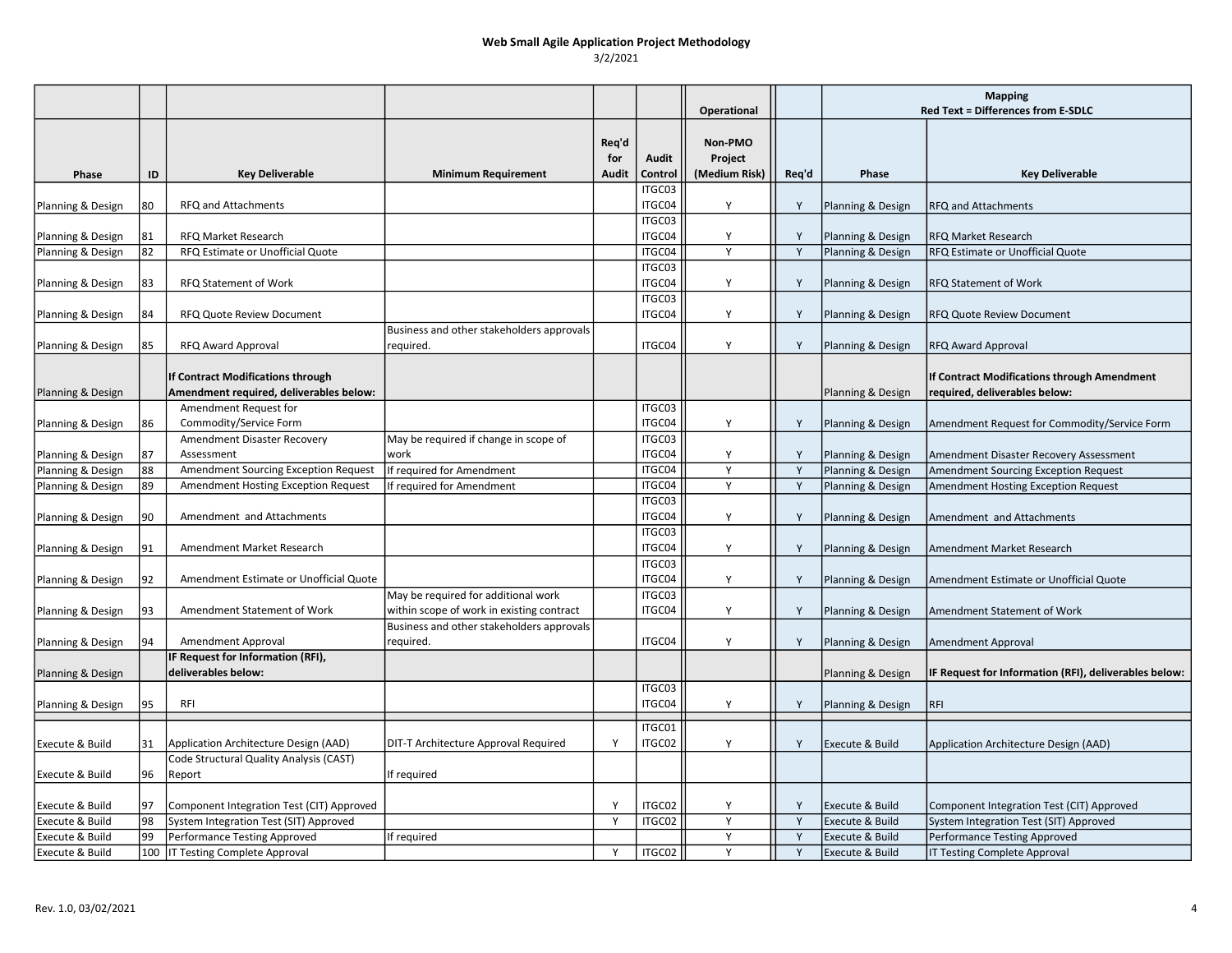# Web Small Agile Application Project Methodology

3/2/2021

| Phase | ID | Key Deliverable | Minimum Requirement | Req'd for Audit | Audit Control | Operational Non-PMO Project (Medium Risk) | Req'd | Mapping Red Text = Differences from E-SDLC Phase | Key Deliverable |
|---|---|---|---|---|---|---|---|---|---|
| Planning & Design | 80 | RFQ and Attachments | | | ITGC03 ITGC04 | Y | Y | Planning & Design | RFQ and Attachments |
| Planning & Design | 81 | RFQ Market Research | | | ITGC03 ITGC04 | Y | Y | Planning & Design | RFQ Market Research |
| Planning & Design | 82 | RFQ Estimate or Unofficial Quote | | | ITGC04 | Y | Y | Planning & Design | RFQ Estimate or Unofficial Quote |
| Planning & Design | 83 | RFQ Statement of Work | | | ITGC03 ITGC04 | Y | Y | Planning & Design | RFQ Statement of Work |
| Planning & Design | 84 | RFQ Quote Review Document | | | ITGC03 ITGC04 | Y | Y | Planning & Design | RFQ Quote Review Document |
| Planning & Design | 85 | RFQ Award Approval | Business and other stakeholders approvals required. | | ITGC04 | Y | Y | Planning & Design | RFQ Award Approval |
| Planning & Design | | **If Contract Modifications through Amendment required, deliverables below:** | | | | | | Planning & Design | **If Contract Modifications through Amendment required, deliverables below:** |
| Planning & Design | 86 | Amendment Request for Commodity/Service Form | | | ITGC03 ITGC04 | Y | Y | Planning & Design | Amendment Request for Commodity/Service Form |
| Planning & Design | 87 | Amendment Disaster Recovery Assessment | May be required if change in scope of work | | ITGC03 ITGC04 | Y | Y | Planning & Design | Amendment Disaster Recovery Assessment |
| Planning & Design | 88 | Amendment Sourcing Exception Request | If required for Amendment | | ITGC04 | Y | Y | Planning & Design | Amendment Sourcing Exception Request |
| Planning & Design | 89 | Amendment Hosting Exception Request | If required for Amendment | | ITGC04 | Y | Y | Planning & Design | Amendment Hosting Exception Request |
| Planning & Design | 90 | Amendment and Attachments | | | ITGC03 ITGC04 | Y | Y | Planning & Design | Amendment and Attachments |
| Planning & Design | 91 | Amendment Market Research | | | ITGC03 ITGC04 | Y | Y | Planning & Design | Amendment Market Research |
| Planning & Design | 92 | Amendment Estimate or Unofficial Quote | | | ITGC03 ITGC04 | Y | Y | Planning & Design | Amendment Estimate or Unofficial Quote |
| Planning & Design | 93 | Amendment Statement of Work | May be required for additional work within scope of work in existing contract | | ITGC03 ITGC04 | Y | Y | Planning & Design | Amendment Statement of Work |
| Planning & Design | 94 | Amendment Approval | Business and other stakeholders approvals required. | | ITGC04 | Y | Y | Planning & Design | Amendment Approval |
| Planning & Design | | **IF Request for Information (RFI), deliverables below:** | | | | | | Planning & Design | **IF Request for Information (RFI), deliverables below:** |
| Planning & Design | 95 | RFI | | | ITGC03 ITGC04 | Y | Y | Planning & Design | RFI |
| Execute & Build | 31 | Application Architecture Design (AAD) | DIT-T Architecture Approval Required | Y | ITGC01 ITGC02 | Y | Y | Execute & Build | Application Architecture Design (AAD) |
| Execute & Build | 96 | Code Structural Quality Analysis (CAST) Report | If required | | | | | | |
| Execute & Build | 97 | Component Integration Test (CIT) Approved | | Y | ITGC02 | Y | Y | Execute & Build | Component Integration Test (CIT) Approved |
| Execute & Build | 98 | System Integration Test (SIT) Approved | | Y | ITGC02 | Y | Y | Execute & Build | System Integration Test (SIT) Approved |
| Execute & Build | 99 | Performance Testing Approved | If required | | | Y | Y | Execute & Build | Performance Testing Approved |
| Execute & Build | 100 | IT Testing Complete Approval | | Y | ITGC02 | Y | Y | Execute & Build | IT Testing Complete Approval |

Rev. 1.0, 03/02/2021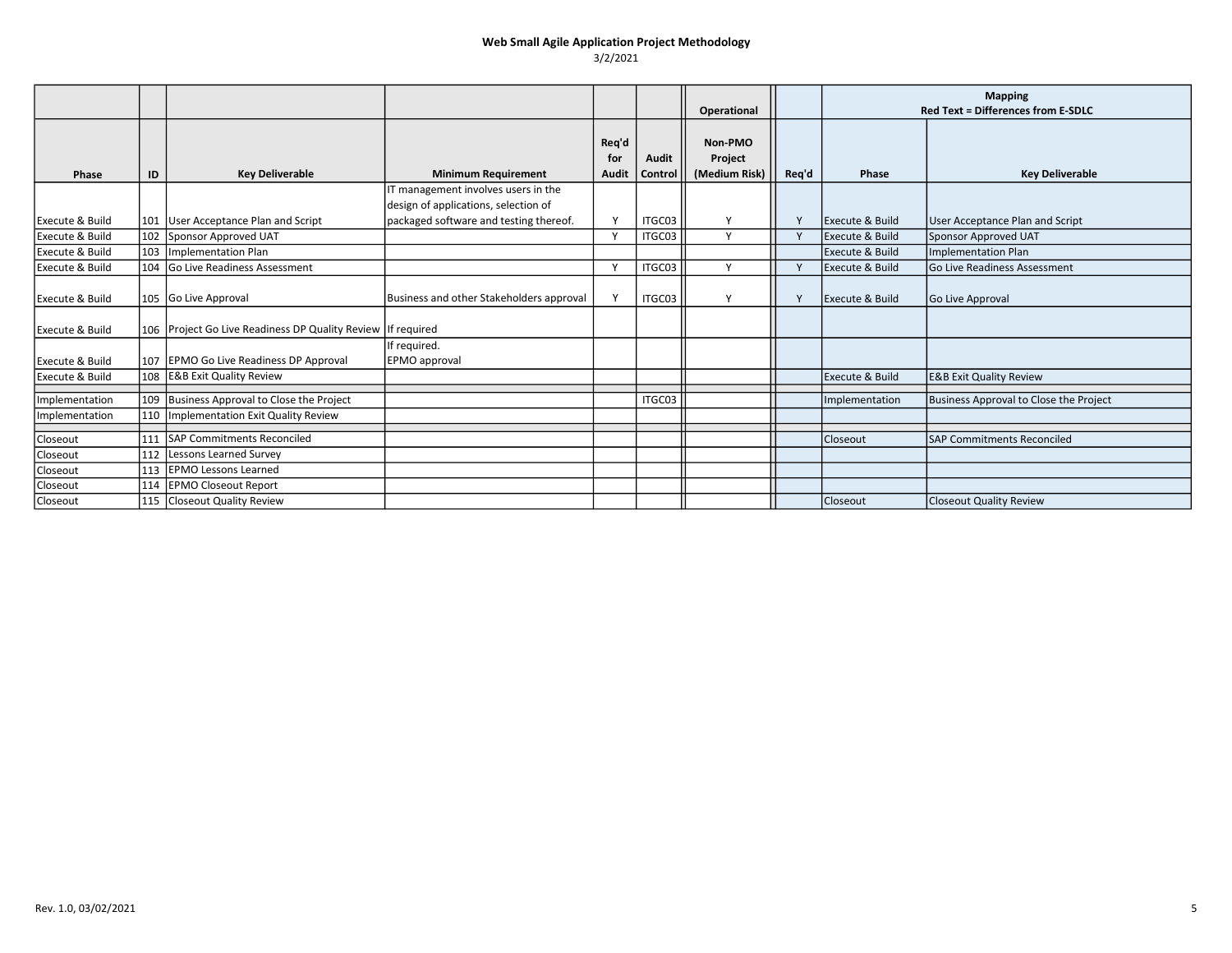**Web Small Agile Application Project Methodology**

3/2/2021

| | | | | | | Operational | | Mapping<br>Red Text = Differences from E-SDLC | |
|---|---|---|---|---|---|---|---|---|---|
| Phase | ID | Key Deliverable | Minimum Requirement | Req'd for Audit | Audit Control | Non-PMO Project (Medium Risk) | Req'd | Phase | Key Deliverable |
| Execute & Build | 101 | User Acceptance Plan and Script | IT management involves users in the design of applications, selection of packaged software and testing thereof. | Y | ITGC03 | Y | Y | Execute & Build | User Acceptance Plan and Script |
| Execute & Build | 102 | Sponsor Approved UAT | | Y | ITGC03 | Y | Y | Execute & Build | Sponsor Approved UAT |
| Execute & Build | 103 | Implementation Plan | | | | | | Execute & Build | Implementation Plan |
| Execute & Build | 104 | Go Live Readiness Assessment | | Y | ITGC03 | Y | Y | Execute & Build | Go Live Readiness Assessment |
| Execute & Build | 105 | Go Live Approval | Business and other Stakeholders approval | Y | ITGC03 | Y | Y | Execute & Build | Go Live Approval |
| Execute & Build | 106 | Project Go Live Readiness DP Quality Review | If required | | | | | | |
| Execute & Build | 107 | EPMO Go Live Readiness DP Approval | If required.<br>EPMO approval | | | | | | |
| Execute & Build | 108 | E&B Exit Quality Review | | | | | | Execute & Build | E&B Exit Quality Review |
| | | | | | | | | | |
| Implementation | 109 | Business Approval to Close the Project | | | ITGC03 | | | Implementation | Business Approval to Close the Project |
| Implementation | 110 | Implementation Exit Quality Review | | | | | | | |
| | | | | | | | | | |
| Closeout | 111 | SAP Commitments Reconciled | | | | | | Closeout | SAP Commitments Reconciled |
| Closeout | 112 | Lessons Learned Survey | | | | | | | |
| Closeout | 113 | EPMO Lessons Learned | | | | | | | |
| Closeout | 114 | EPMO Closeout Report | | | | | | | |
| Closeout | 115 | Closeout Quality Review | | | | | | Closeout | Closeout Quality Review |

Rev. 1.0, 03/02/2021